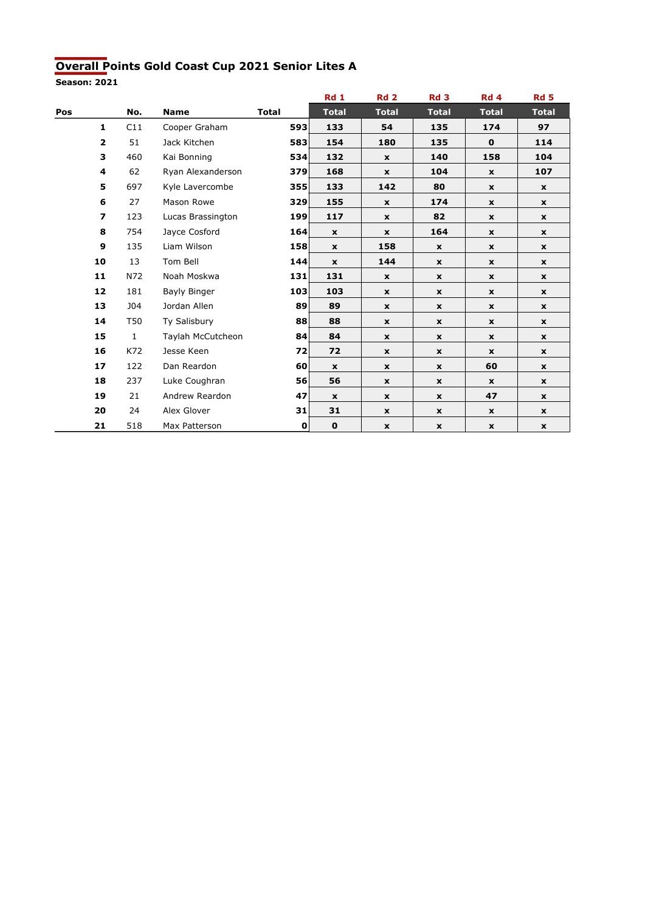## Overall Points Gold Coast Cup 2021 Senior Lites A

**Season: 2021**

| Pos | No. | Name | Total | Rd 1 Total | Rd 2 Total | Rd 3 Total | Rd 4 Total | Rd 5 Total |
|---|---|---|---|---|---|---|---|---|
| 1 | C11 | Cooper Graham | 593 | 133 | 54 | 135 | 174 | 97 |
| 2 | 51 | Jack Kitchen | 583 | 154 | 180 | 135 | 0 | 114 |
| 3 | 460 | Kai Bonning | 534 | 132 | x | 140 | 158 | 104 |
| 4 | 62 | Ryan Alexanderson | 379 | 168 | x | 104 | x | 107 |
| 5 | 697 | Kyle Lavercombe | 355 | 133 | 142 | 80 | x | x |
| 6 | 27 | Mason Rowe | 329 | 155 | x | 174 | x | x |
| 7 | 123 | Lucas Brassington | 199 | 117 | x | 82 | x | x |
| 8 | 754 | Jayce Cosford | 164 | x | x | 164 | x | x |
| 9 | 135 | Liam Wilson | 158 | x | 158 | x | x | x |
| 10 | 13 | Tom Bell | 144 | x | 144 | x | x | x |
| 11 | N72 | Noah Moskwa | 131 | 131 | x | x | x | x |
| 12 | 181 | Bayly Binger | 103 | 103 | x | x | x | x |
| 13 | J04 | Jordan Allen | 89 | 89 | x | x | x | x |
| 14 | T50 | Ty Salisbury | 88 | 88 | x | x | x | x |
| 15 | 1 | Taylah McCutcheon | 84 | 84 | x | x | x | x |
| 16 | K72 | Jesse Keen | 72 | 72 | x | x | x | x |
| 17 | 122 | Dan Reardon | 60 | x | x | x | 60 | x |
| 18 | 237 | Luke Coughran | 56 | 56 | x | x | x | x |
| 19 | 21 | Andrew Reardon | 47 | x | x | x | 47 | x |
| 20 | 24 | Alex Glover | 31 | 31 | x | x | x | x |
| 21 | 518 | Max Patterson | 0 | 0 | x | x | x | x |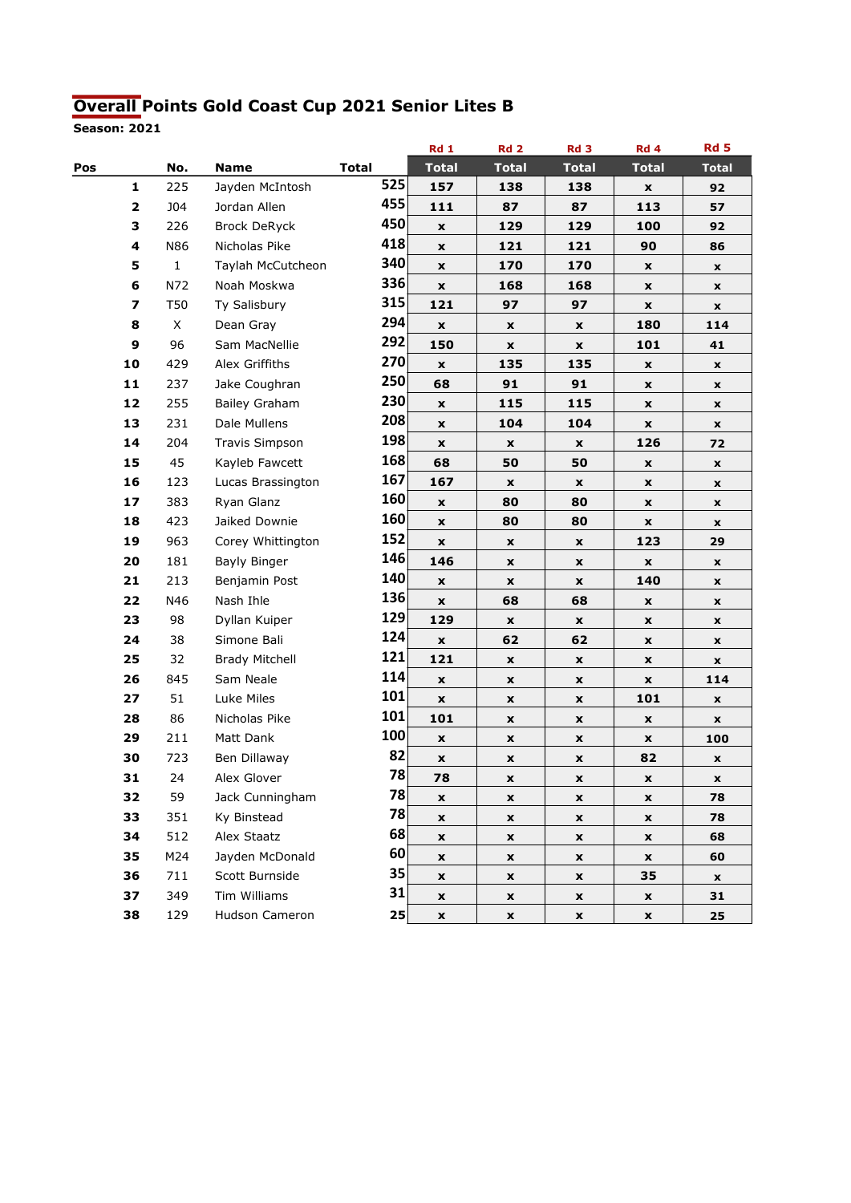## Overall Points Gold Coast Cup 2021 Senior Lites B

**Season: 2021**

| Pos | No. | Name | Total | Rd 1 Total | Rd 2 Total | Rd 3 Total | Rd 4 Total | Rd 5 Total |
|---|---|---|---|---|---|---|---|---|
| 1 | 225 | Jayden McIntosh | 525 | 157 | 138 | 138 | x | 92 |
| 2 | J04 | Jordan Allen | 455 | 111 | 87 | 87 | 113 | 57 |
| 3 | 226 | Brock DeRyck | 450 | x | 129 | 129 | 100 | 92 |
| 4 | N86 | Nicholas Pike | 418 | x | 121 | 121 | 90 | 86 |
| 5 | 1 | Taylah McCutcheon | 340 | x | 170 | 170 | x | x |
| 6 | N72 | Noah Moskwa | 336 | x | 168 | 168 | x | x |
| 7 | T50 | Ty Salisbury | 315 | 121 | 97 | 97 | x | x |
| 8 | X | Dean Gray | 294 | x | x | x | 180 | 114 |
| 9 | 96 | Sam MacNellie | 292 | 150 | x | x | 101 | 41 |
| 10 | 429 | Alex Griffiths | 270 | x | 135 | 135 | x | x |
| 11 | 237 | Jake Coughran | 250 | 68 | 91 | 91 | x | x |
| 12 | 255 | Bailey Graham | 230 | x | 115 | 115 | x | x |
| 13 | 231 | Dale Mullens | 208 | x | 104 | 104 | x | x |
| 14 | 204 | Travis Simpson | 198 | x | x | x | 126 | 72 |
| 15 | 45 | Kayleb Fawcett | 168 | 68 | 50 | 50 | x | x |
| 16 | 123 | Lucas Brassington | 167 | 167 | x | x | x | x |
| 17 | 383 | Ryan Glanz | 160 | x | 80 | 80 | x | x |
| 18 | 423 | Jaiked Downie | 160 | x | 80 | 80 | x | x |
| 19 | 963 | Corey Whittington | 152 | x | x | x | 123 | 29 |
| 20 | 181 | Bayly Binger | 146 | 146 | x | x | x | x |
| 21 | 213 | Benjamin Post | 140 | x | x | x | 140 | x |
| 22 | N46 | Nash Ihle | 136 | x | 68 | 68 | x | x |
| 23 | 98 | Dyllan Kuiper | 129 | 129 | x | x | x | x |
| 24 | 38 | Simone Bali | 124 | x | 62 | 62 | x | x |
| 25 | 32 | Brady Mitchell | 121 | 121 | x | x | x | x |
| 26 | 845 | Sam Neale | 114 | x | x | x | x | 114 |
| 27 | 51 | Luke Miles | 101 | x | x | x | 101 | x |
| 28 | 86 | Nicholas Pike | 101 | 101 | x | x | x | x |
| 29 | 211 | Matt Dank | 100 | x | x | x | x | 100 |
| 30 | 723 | Ben Dillaway | 82 | x | x | x | 82 | x |
| 31 | 24 | Alex Glover | 78 | 78 | x | x | x | x |
| 32 | 59 | Jack Cunningham | 78 | x | x | x | x | 78 |
| 33 | 351 | Ky Binstead | 78 | x | x | x | x | 78 |
| 34 | 512 | Alex Staatz | 68 | x | x | x | x | 68 |
| 35 | M24 | Jayden McDonald | 60 | x | x | x | x | 60 |
| 36 | 711 | Scott Burnside | 35 | x | x | x | 35 | x |
| 37 | 349 | Tim Williams | 31 | x | x | x | x | 31 |
| 38 | 129 | Hudson Cameron | 25 | x | x | x | x | 25 |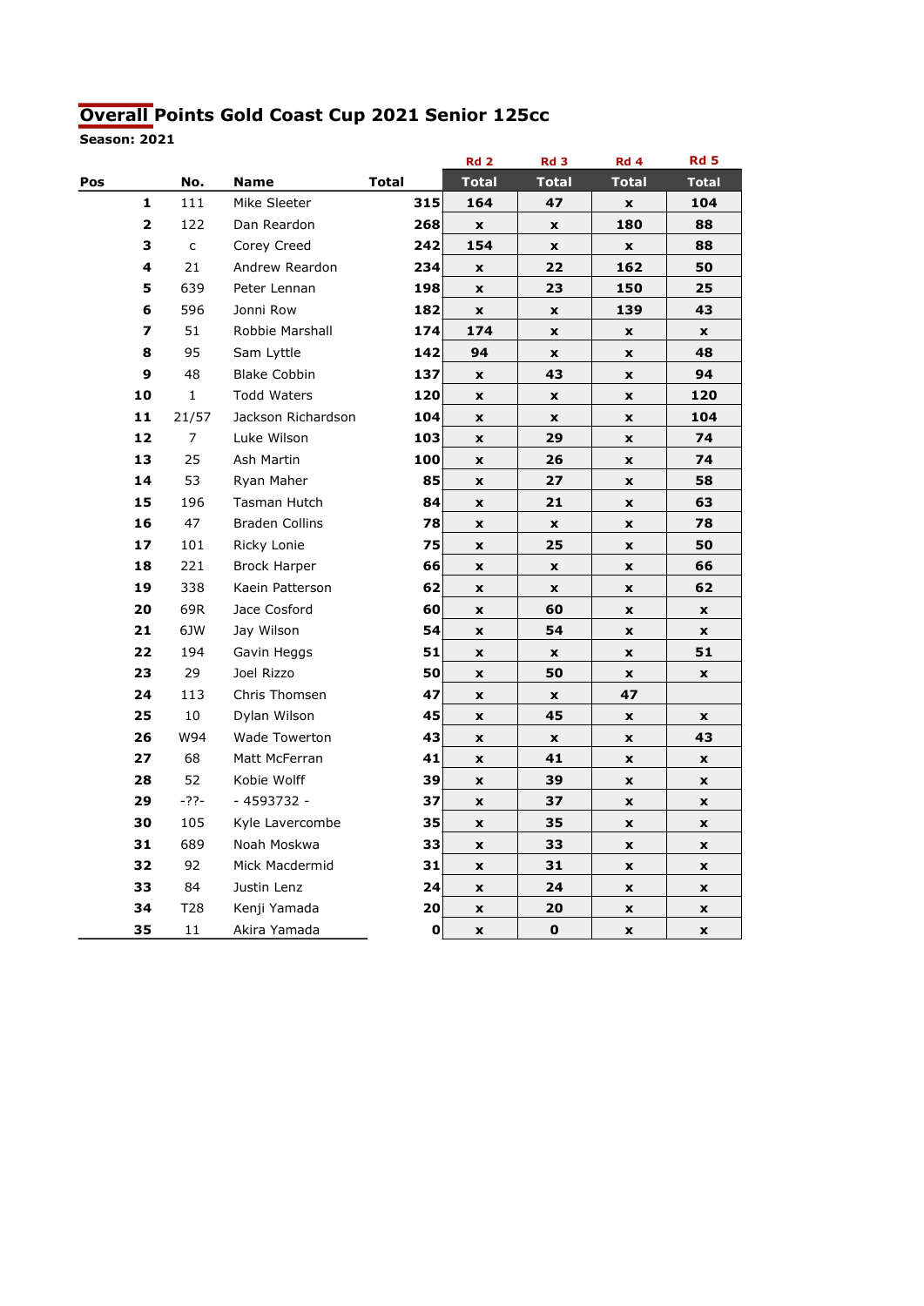## Overall Points Gold Coast Cup 2021 Senior 125cc

**Season: 2021**

| Pos | No. | Name | Total | Rd 2<br>Total | Rd 3<br>Total | Rd 4<br>Total | Rd 5<br>Total |
|---|---|---|---|---|---|---|---|
| 1 | 111 | Mike Sleeter | 315 | 164 | 47 | x | 104 |
| 2 | 122 | Dan Reardon | 268 | x | x | 180 | 88 |
| 3 | c | Corey Creed | 242 | 154 | x | x | 88 |
| 4 | 21 | Andrew Reardon | 234 | x | 22 | 162 | 50 |
| 5 | 639 | Peter Lennan | 198 | x | 23 | 150 | 25 |
| 6 | 596 | Jonni Row | 182 | x | x | 139 | 43 |
| 7 | 51 | Robbie Marshall | 174 | 174 | x | x | x |
| 8 | 95 | Sam Lyttle | 142 | 94 | x | x | 48 |
| 9 | 48 | Blake Cobbin | 137 | x | 43 | x | 94 |
| 10 | 1 | Todd Waters | 120 | x | x | x | 120 |
| 11 | 21/57 | Jackson Richardson | 104 | x | x | x | 104 |
| 12 | 7 | Luke Wilson | 103 | x | 29 | x | 74 |
| 13 | 25 | Ash Martin | 100 | x | 26 | x | 74 |
| 14 | 53 | Ryan Maher | 85 | x | 27 | x | 58 |
| 15 | 196 | Tasman Hutch | 84 | x | 21 | x | 63 |
| 16 | 47 | Braden Collins | 78 | x | x | x | 78 |
| 17 | 101 | Ricky Lonie | 75 | x | 25 | x | 50 |
| 18 | 221 | Brock Harper | 66 | x | x | x | 66 |
| 19 | 338 | Kaein Patterson | 62 | x | x | x | 62 |
| 20 | 69R | Jace Cosford | 60 | x | 60 | x | x |
| 21 | 6JW | Jay Wilson | 54 | x | 54 | x | x |
| 22 | 194 | Gavin Heggs | 51 | x | x | x | 51 |
| 23 | 29 | Joel Rizzo | 50 | x | 50 | x | x |
| 24 | 113 | Chris Thomsen | 47 | x | x | 47 | |
| 25 | 10 | Dylan Wilson | 45 | x | 45 | x | x |
| 26 | W94 | Wade Towerton | 43 | x | x | x | 43 |
| 27 | 68 | Matt McFerran | 41 | x | 41 | x | x |
| 28 | 52 | Kobie Wolff | 39 | x | 39 | x | x |
| 29 | -??- | - 4593732 - | 37 | x | 37 | x | x |
| 30 | 105 | Kyle Lavercombe | 35 | x | 35 | x | x |
| 31 | 689 | Noah Moskwa | 33 | x | 33 | x | x |
| 32 | 92 | Mick Macdermid | 31 | x | 31 | x | x |
| 33 | 84 | Justin Lenz | 24 | x | 24 | x | x |
| 34 | T28 | Kenji Yamada | 20 | x | 20 | x | x |
| 35 | 11 | Akira Yamada | 0 | x | 0 | x | x |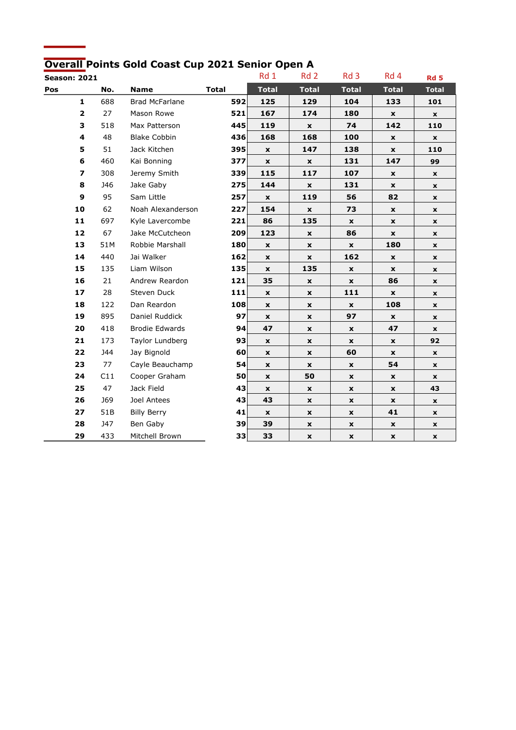# Overall Points Gold Coast Cup 2021 Senior Open A

**Season: 2021**

| Pos | No. | Name | Total | Rd 1 Total | Rd 2 Total | Rd 3 Total | Rd 4 Total | Rd 5 Total |
|---|---|---|---|---|---|---|---|---|
| 1 | 688 | Brad McFarlane | 592 | 125 | 129 | 104 | 133 | 101 |
| 2 | 27 | Mason Rowe | 521 | 167 | 174 | 180 | x | x |
| 3 | 518 | Max Patterson | 445 | 119 | x | 74 | 142 | 110 |
| 4 | 48 | Blake Cobbin | 436 | 168 | 168 | 100 | x | x |
| 5 | 51 | Jack Kitchen | 395 | x | 147 | 138 | x | 110 |
| 6 | 460 | Kai Bonning | 377 | x | x | 131 | 147 | 99 |
| 7 | 308 | Jeremy Smith | 339 | 115 | 117 | 107 | x | x |
| 8 | J46 | Jake Gaby | 275 | 144 | x | 131 | x | x |
| 9 | 95 | Sam Little | 257 | x | 119 | 56 | 82 | x |
| 10 | 62 | Noah Alexanderson | 227 | 154 | x | 73 | x | x |
| 11 | 697 | Kyle Lavercombe | 221 | 86 | 135 | x | x | x |
| 12 | 67 | Jake McCutcheon | 209 | 123 | x | 86 | x | x |
| 13 | 51M | Robbie Marshall | 180 | x | x | x | 180 | x |
| 14 | 440 | Jai Walker | 162 | x | x | 162 | x | x |
| 15 | 135 | Liam Wilson | 135 | x | 135 | x | x | x |
| 16 | 21 | Andrew Reardon | 121 | 35 | x | x | 86 | x |
| 17 | 28 | Steven Duck | 111 | x | x | 111 | x | x |
| 18 | 122 | Dan Reardon | 108 | x | x | x | 108 | x |
| 19 | 895 | Daniel Ruddick | 97 | x | x | 97 | x | x |
| 20 | 418 | Brodie Edwards | 94 | 47 | x | x | 47 | x |
| 21 | 173 | Taylor Lundberg | 93 | x | x | x | x | 92 |
| 22 | J44 | Jay Bignold | 60 | x | x | 60 | x | x |
| 23 | 77 | Cayle Beauchamp | 54 | x | x | x | 54 | x |
| 24 | C11 | Cooper Graham | 50 | x | 50 | x | x | x |
| 25 | 47 | Jack Field | 43 | x | x | x | x | 43 |
| 26 | J69 | Joel Antees | 43 | 43 | x | x | x | x |
| 27 | 51B | Billy Berry | 41 | x | x | x | 41 | x |
| 28 | J47 | Ben Gaby | 39 | 39 | x | x | x | x |
| 29 | 433 | Mitchell Brown | 33 | 33 | x | x | x | x |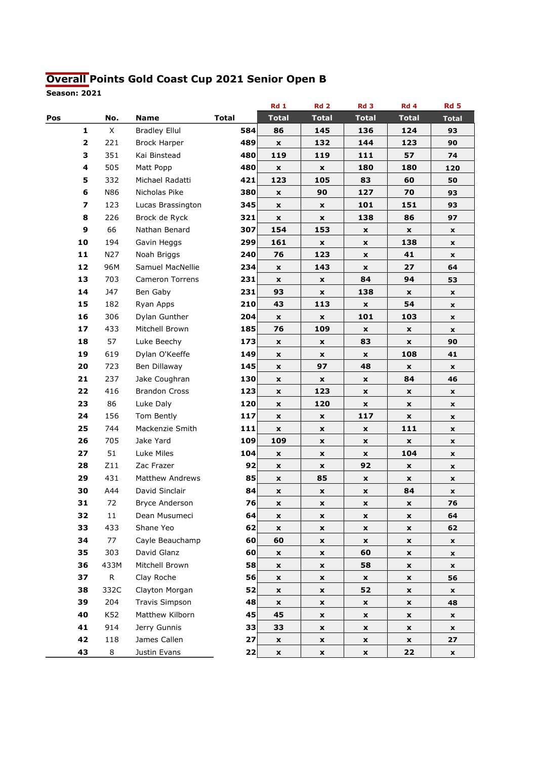## Overall Points Gold Coast Cup 2021 Senior Open B

**Season: 2021**

| Pos | No. | Name | Total | Rd 1 Total | Rd 2 Total | Rd 3 Total | Rd 4 Total | Rd 5 Total |
|---|---|---|---|---|---|---|---|---|
| 1 | X | Bradley Ellul | 584 | 86 | 145 | 136 | 124 | 93 |
| 2 | 221 | Brock Harper | 489 | x | 132 | 144 | 123 | 90 |
| 3 | 351 | Kai Binstead | 480 | 119 | 119 | 111 | 57 | 74 |
| 4 | 505 | Matt Popp | 480 | x | x | 180 | 180 | 120 |
| 5 | 332 | Michael Radatti | 421 | 123 | 105 | 83 | 60 | 50 |
| 6 | N86 | Nicholas Pike | 380 | x | 90 | 127 | 70 | 93 |
| 7 | 123 | Lucas Brassington | 345 | x | x | 101 | 151 | 93 |
| 8 | 226 | Brock de Ryck | 321 | x | x | 138 | 86 | 97 |
| 9 | 66 | Nathan Benard | 307 | 154 | 153 | x | x | x |
| 10 | 194 | Gavin Heggs | 299 | 161 | x | x | 138 | x |
| 11 | N27 | Noah Briggs | 240 | 76 | 123 | x | 41 | x |
| 12 | 96M | Samuel MacNellie | 234 | x | 143 | x | 27 | 64 |
| 13 | 703 | Cameron Torrens | 231 | x | x | 84 | 94 | 53 |
| 14 | J47 | Ben Gaby | 231 | 93 | x | 138 | x | x |
| 15 | 182 | Ryan Apps | 210 | 43 | 113 | x | 54 | x |
| 16 | 306 | Dylan Gunther | 204 | x | x | 101 | 103 | x |
| 17 | 433 | Mitchell Brown | 185 | 76 | 109 | x | x | x |
| 18 | 57 | Luke Beechy | 173 | x | x | 83 | x | 90 |
| 19 | 619 | Dylan O'Keeffe | 149 | x | x | x | 108 | 41 |
| 20 | 723 | Ben Dillaway | 145 | x | 97 | 48 | x | x |
| 21 | 237 | Jake Coughran | 130 | x | x | x | 84 | 46 |
| 22 | 416 | Brandon Cross | 123 | x | 123 | x | x | x |
| 23 | 86 | Luke Daly | 120 | x | 120 | x | x | x |
| 24 | 156 | Tom Bently | 117 | x | x | 117 | x | x |
| 25 | 744 | Mackenzie Smith | 111 | x | x | x | 111 | x |
| 26 | 705 | Jake Yard | 109 | 109 | x | x | x | x |
| 27 | 51 | Luke Miles | 104 | x | x | x | 104 | x |
| 28 | Z11 | Zac Frazer | 92 | x | x | 92 | x | x |
| 29 | 431 | Matthew Andrews | 85 | x | 85 | x | x | x |
| 30 | A44 | David Sinclair | 84 | x | x | x | 84 | x |
| 31 | 72 | Bryce Anderson | 76 | x | x | x | x | 76 |
| 32 | 11 | Dean Musumeci | 64 | x | x | x | x | 64 |
| 33 | 433 | Shane Yeo | 62 | x | x | x | x | 62 |
| 34 | 77 | Cayle Beauchamp | 60 | 60 | x | x | x | x |
| 35 | 303 | David Glanz | 60 | x | x | 60 | x | x |
| 36 | 433M | Mitchell Brown | 58 | x | x | 58 | x | x |
| 37 | R | Clay Roche | 56 | x | x | x | x | 56 |
| 38 | 332C | Clayton Morgan | 52 | x | x | 52 | x | x |
| 39 | 204 | Travis Simpson | 48 | x | x | x | x | 48 |
| 40 | K52 | Matthew Kilborn | 45 | 45 | x | x | x | x |
| 41 | 914 | Jerry Gunnis | 33 | 33 | x | x | x | x |
| 42 | 118 | James Callen | 27 | x | x | x | x | 27 |
| 43 | 8 | Justin Evans | 22 | x | x | x | 22 | x |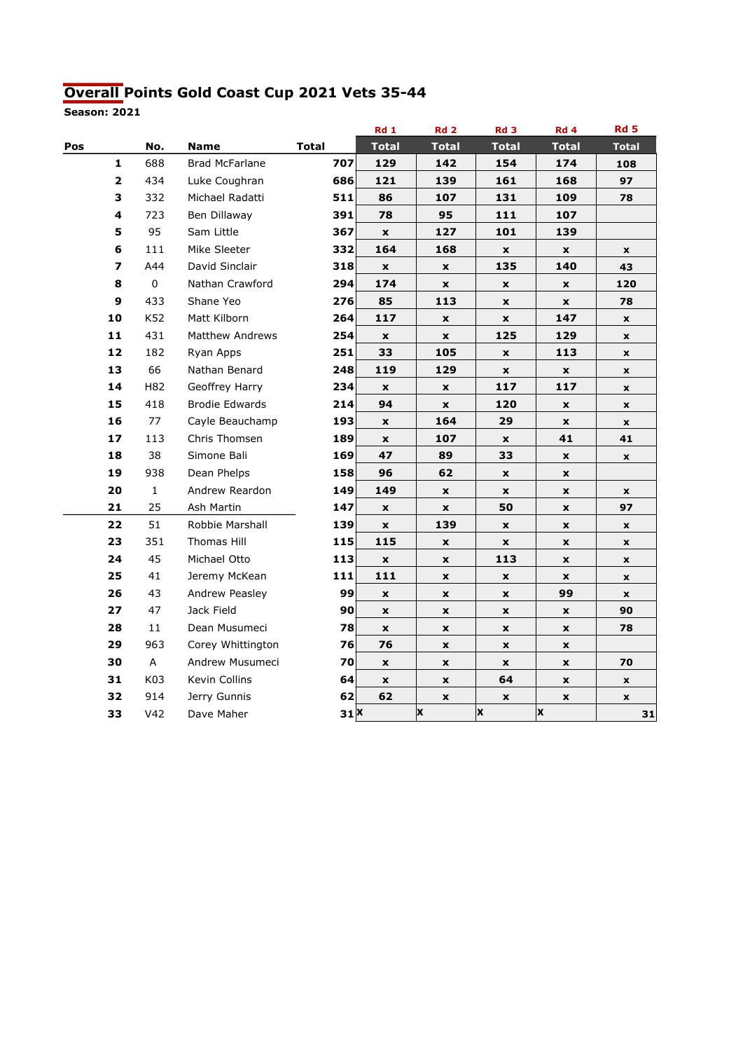# Overall Points Gold Coast Cup 2021 Vets 35-44

**Season: 2021**

| Pos | No. | Name | Total | Rd 1 Total | Rd 2 Total | Rd 3 Total | Rd 4 Total | Rd 5 Total |
|---|---|---|---|---|---|---|---|---|
| 1 | 688 | Brad McFarlane | 707 | 129 | 142 | 154 | 174 | 108 |
| 2 | 434 | Luke Coughran | 686 | 121 | 139 | 161 | 168 | 97 |
| 3 | 332 | Michael Radatti | 511 | 86 | 107 | 131 | 109 | 78 |
| 4 | 723 | Ben Dillaway | 391 | 78 | 95 | 111 | 107 | |
| 5 | 95 | Sam Little | 367 | x | 127 | 101 | 139 | |
| 6 | 111 | Mike Sleeter | 332 | 164 | 168 | x | x | x |
| 7 | A44 | David Sinclair | 318 | x | x | 135 | 140 | 43 |
| 8 | 0 | Nathan Crawford | 294 | 174 | x | x | x | 120 |
| 9 | 433 | Shane Yeo | 276 | 85 | 113 | x | x | 78 |
| 10 | K52 | Matt Kilborn | 264 | 117 | x | x | 147 | x |
| 11 | 431 | Matthew Andrews | 254 | x | x | 125 | 129 | x |
| 12 | 182 | Ryan Apps | 251 | 33 | 105 | x | 113 | x |
| 13 | 66 | Nathan Benard | 248 | 119 | 129 | x | x | x |
| 14 | H82 | Geoffrey Harry | 234 | x | x | 117 | 117 | x |
| 15 | 418 | Brodie Edwards | 214 | 94 | x | 120 | x | x |
| 16 | 77 | Cayle Beauchamp | 193 | x | 164 | 29 | x | x |
| 17 | 113 | Chris Thomsen | 189 | x | 107 | x | 41 | 41 |
| 18 | 38 | Simone Bali | 169 | 47 | 89 | 33 | x | x |
| 19 | 938 | Dean Phelps | 158 | 96 | 62 | x | x | |
| 20 | 1 | Andrew Reardon | 149 | 149 | x | x | x | x |
| 21 | 25 | Ash Martin | 147 | x | x | 50 | x | 97 |
| 22 | 51 | Robbie Marshall | 139 | x | 139 | x | x | x |
| 23 | 351 | Thomas Hill | 115 | 115 | x | x | x | x |
| 24 | 45 | Michael Otto | 113 | x | x | 113 | x | x |
| 25 | 41 | Jeremy McKean | 111 | 111 | x | x | x | x |
| 26 | 43 | Andrew Peasley | 99 | x | x | x | 99 | x |
| 27 | 47 | Jack Field | 90 | x | x | x | x | 90 |
| 28 | 11 | Dean Musumeci | 78 | x | x | x | x | 78 |
| 29 | 963 | Corey Whittington | 76 | 76 | x | x | x | |
| 30 | A | Andrew Musumeci | 70 | x | x | x | x | 70 |
| 31 | K03 | Kevin Collins | 64 | x | x | 64 | x | x |
| 32 | 914 | Jerry Gunnis | 62 | 62 | x | x | x | x |
| 33 | V42 | Dave Maher | 31 | x | x | x | x | 31 |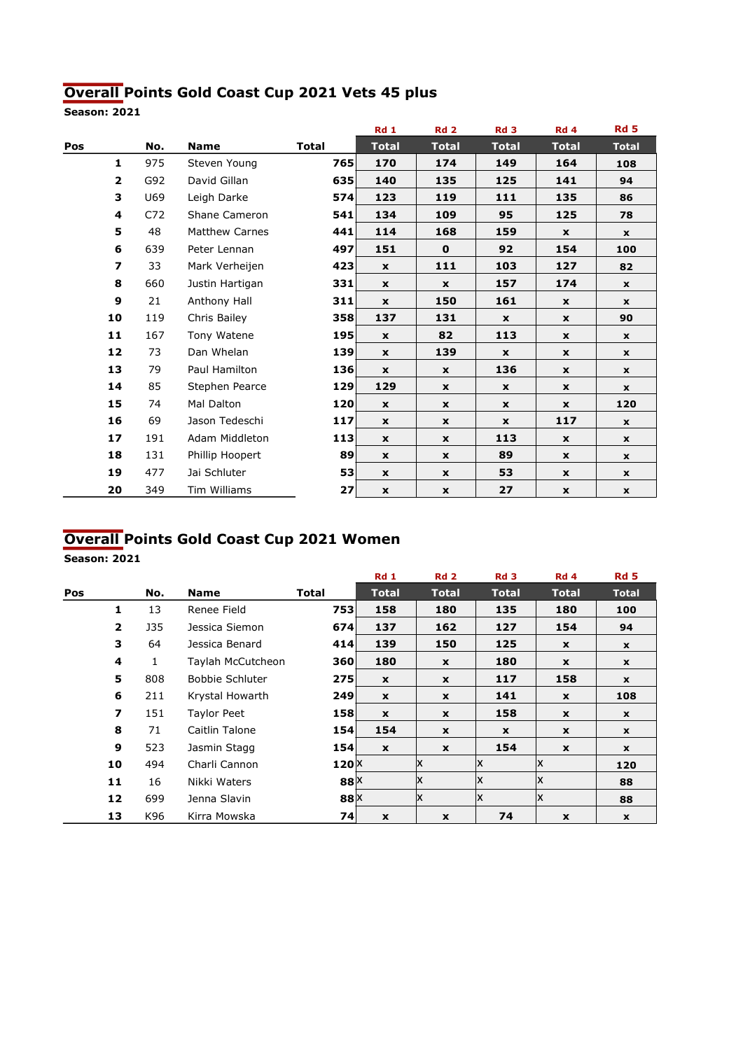## Overall Points Gold Coast Cup 2021 Vets 45 plus

**Season: 2021**

| Pos | No. | Name | Total | Rd 1 Total | Rd 2 Total | Rd 3 Total | Rd 4 Total | Rd 5 Total |
|---|---|---|---|---|---|---|---|---|
| 1 | 975 | Steven Young | 765 | 170 | 174 | 149 | 164 | 108 |
| 2 | G92 | David Gillan | 635 | 140 | 135 | 125 | 141 | 94 |
| 3 | U69 | Leigh Darke | 574 | 123 | 119 | 111 | 135 | 86 |
| 4 | C72 | Shane Cameron | 541 | 134 | 109 | 95 | 125 | 78 |
| 5 | 48 | Matthew Carnes | 441 | 114 | 168 | 159 | x | x |
| 6 | 639 | Peter Lennan | 497 | 151 | 0 | 92 | 154 | 100 |
| 7 | 33 | Mark Verheijen | 423 | x | 111 | 103 | 127 | 82 |
| 8 | 660 | Justin Hartigan | 331 | x | x | 157 | 174 | x |
| 9 | 21 | Anthony Hall | 311 | x | 150 | 161 | x | x |
| 10 | 119 | Chris Bailey | 358 | 137 | 131 | x | x | 90 |
| 11 | 167 | Tony Watene | 195 | x | 82 | 113 | x | x |
| 12 | 73 | Dan Whelan | 139 | x | 139 | x | x | x |
| 13 | 79 | Paul Hamilton | 136 | x | x | 136 | x | x |
| 14 | 85 | Stephen Pearce | 129 | 129 | x | x | x | x |
| 15 | 74 | Mal Dalton | 120 | x | x | x | x | 120 |
| 16 | 69 | Jason Tedeschi | 117 | x | x | x | 117 | x |
| 17 | 191 | Adam Middleton | 113 | x | x | 113 | x | x |
| 18 | 131 | Phillip Hoopert | 89 | x | x | 89 | x | x |
| 19 | 477 | Jai Schluter | 53 | x | x | 53 | x | x |
| 20 | 349 | Tim Williams | 27 | x | x | 27 | x | x |

## Overall Points Gold Coast Cup 2021 Women

**Season: 2021**

| Pos | No. | Name | Total | Rd 1 Total | Rd 2 Total | Rd 3 Total | Rd 4 Total | Rd 5 Total |
|---|---|---|---|---|---|---|---|---|
| 1 | 13 | Renee Field | 753 | 158 | 180 | 135 | 180 | 100 |
| 2 | J35 | Jessica Siemon | 674 | 137 | 162 | 127 | 154 | 94 |
| 3 | 64 | Jessica Benard | 414 | 139 | 150 | 125 | x | x |
| 4 | 1 | Taylah McCutcheon | 360 | 180 | x | 180 | x | x |
| 5 | 808 | Bobbie Schluter | 275 | x | x | 117 | 158 | x |
| 6 | 211 | Krystal Howarth | 249 | x | x | 141 | x | 108 |
| 7 | 151 | Taylor Peet | 158 | x | x | 158 | x | x |
| 8 | 71 | Caitlin Talone | 154 | 154 | x | x | x | x |
| 9 | 523 | Jasmin Stagg | 154 | x | x | 154 | x | x |
| 10 | 494 | Charli Cannon | 120 | X | X | X | X | 120 |
| 11 | 16 | Nikki Waters | 88 | X | X | X | X | 88 |
| 12 | 699 | Jenna Slavin | 88 | X | X | X | X | 88 |
| 13 | K96 | Kirra Mowska | 74 | x | x | 74 | x | x |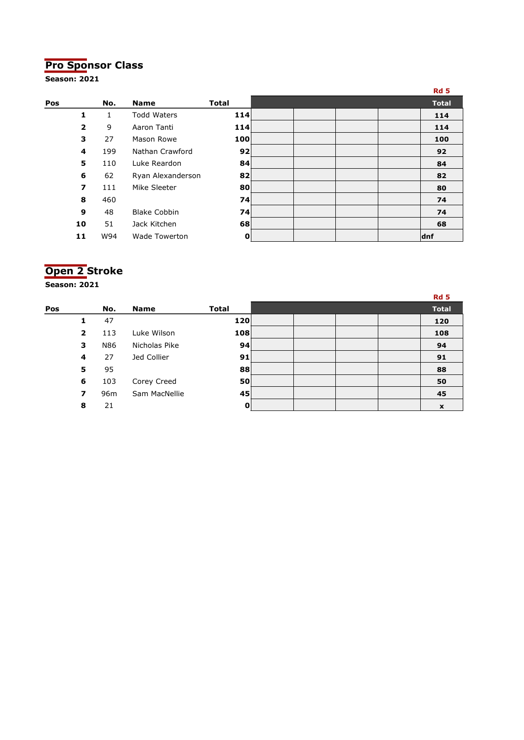## Pro Sponsor Class

**Season: 2021**

| Pos | No. | Name | Total | | | | | Rd 5 Total |
|---|---|---|---|---|---|---|---|---|
| 1 | 1 | Todd Waters | 114 | | | | | 114 |
| 2 | 9 | Aaron Tanti | 114 | | | | | 114 |
| 3 | 27 | Mason Rowe | 100 | | | | | 100 |
| 4 | 199 | Nathan Crawford | 92 | | | | | 92 |
| 5 | 110 | Luke Reardon | 84 | | | | | 84 |
| 6 | 62 | Ryan Alexanderson | 82 | | | | | 82 |
| 7 | 111 | Mike Sleeter | 80 | | | | | 80 |
| 8 | 460 | | 74 | | | | | 74 |
| 9 | 48 | Blake Cobbin | 74 | | | | | 74 |
| 10 | 51 | Jack Kitchen | 68 | | | | | 68 |
| 11 | W94 | Wade Towerton | 0 | | | | | dnf |

## Open 2 Stroke

**Season: 2021**

| Pos | No. | Name | Total | | | | | Rd 5 Total |
|---|---|---|---|---|---|---|---|---|
| 1 | 47 | | 120 | | | | | 120 |
| 2 | 113 | Luke Wilson | 108 | | | | | 108 |
| 3 | N86 | Nicholas Pike | 94 | | | | | 94 |
| 4 | 27 | Jed Collier | 91 | | | | | 91 |
| 5 | 95 | | 88 | | | | | 88 |
| 6 | 103 | Corey Creed | 50 | | | | | 50 |
| 7 | 96m | Sam MacNellie | 45 | | | | | 45 |
| 8 | 21 | | 0 | | | | | x |